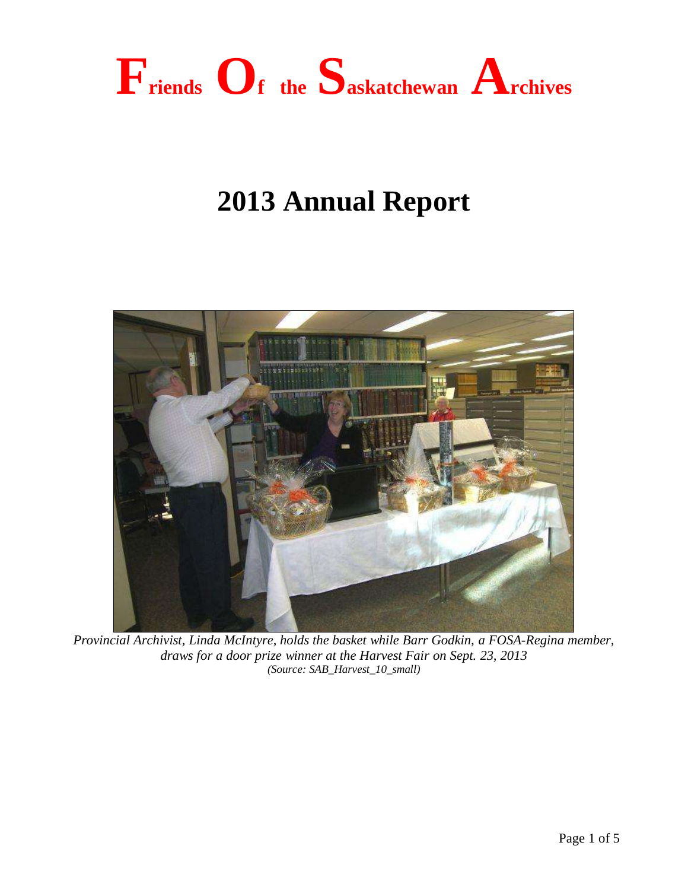# Friends Of the Saskatchewan Archives

# 2013 Annual Report

*Provincial Archivist, Linda McIntyre, holds the basket while Barr Godkin, a FOSA-Regina member, draws for a door prize winner at the Harvest Fair on Sept. 23, 2013*
*(Source: SAB_Harvest_10_small)*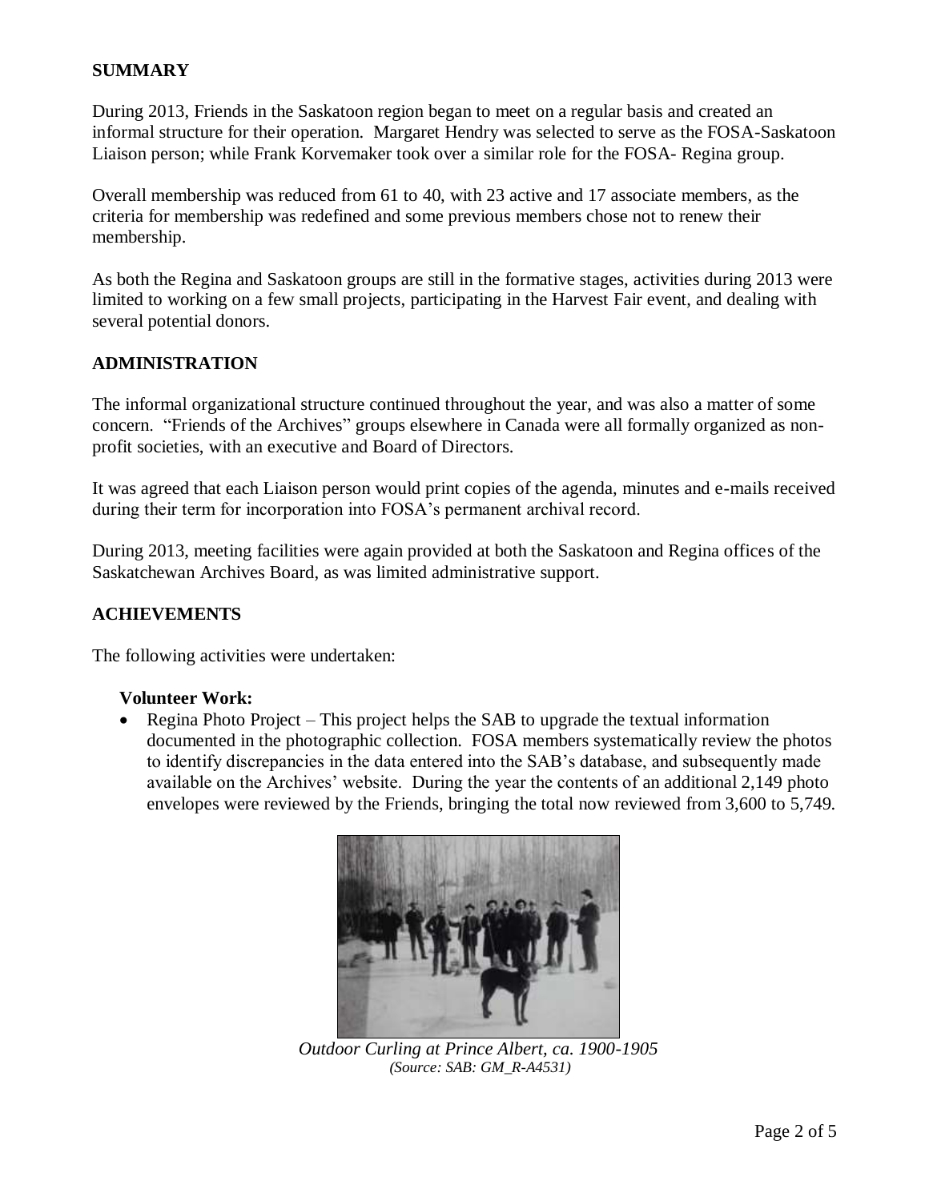## SUMMARY

During 2013, Friends in the Saskatoon region began to meet on a regular basis and created an informal structure for their operation. Margaret Hendry was selected to serve as the FOSA-Saskatoon Liaison person; while Frank Korvemaker took over a similar role for the FOSA- Regina group.

Overall membership was reduced from 61 to 40, with 23 active and 17 associate members, as the criteria for membership was redefined and some previous members chose not to renew their membership.

As both the Regina and Saskatoon groups are still in the formative stages, activities during 2013 were limited to working on a few small projects, participating in the Harvest Fair event, and dealing with several potential donors.

## ADMINISTRATION

The informal organizational structure continued throughout the year, and was also a matter of some concern. "Friends of the Archives" groups elsewhere in Canada were all formally organized as non-profit societies, with an executive and Board of Directors.

It was agreed that each Liaison person would print copies of the agenda, minutes and e-mails received during their term for incorporation into FOSA's permanent archival record.

During 2013, meeting facilities were again provided at both the Saskatoon and Regina offices of the Saskatchewan Archives Board, as was limited administrative support.

## ACHIEVEMENTS

The following activities were undertaken:

**Volunteer Work:**

- Regina Photo Project – This project helps the SAB to upgrade the textual information documented in the photographic collection. FOSA members systematically review the photos to identify discrepancies in the data entered into the SAB's database, and subsequently made available on the Archives' website. During the year the contents of an additional 2,149 photo envelopes were reviewed by the Friends, bringing the total now reviewed from 3,600 to 5,749.

*Outdoor Curling at Prince Albert, ca. 1900-1905*
*(Source: SAB: GM_R-A4531)*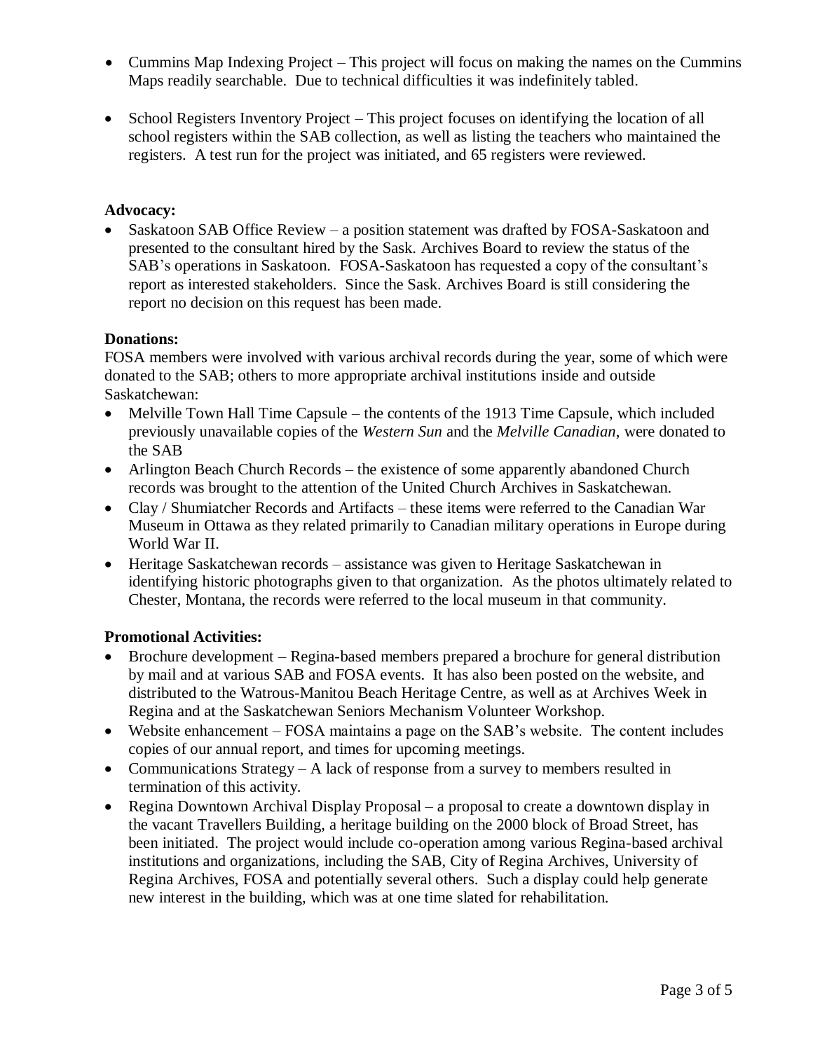- Cummins Map Indexing Project – This project will focus on making the names on the Cummins Maps readily searchable. Due to technical difficulties it was indefinitely tabled.

- School Registers Inventory Project – This project focuses on identifying the location of all school registers within the SAB collection, as well as listing the teachers who maintained the registers. A test run for the project was initiated, and 65 registers were reviewed.

**Advocacy:**

- Saskatoon SAB Office Review – a position statement was drafted by FOSA-Saskatoon and presented to the consultant hired by the Sask. Archives Board to review the status of the SAB's operations in Saskatoon. FOSA-Saskatoon has requested a copy of the consultant's report as interested stakeholders. Since the Sask. Archives Board is still considering the report no decision on this request has been made.

**Donations:**

FOSA members were involved with various archival records during the year, some of which were donated to the SAB; others to more appropriate archival institutions inside and outside Saskatchewan:

- Melville Town Hall Time Capsule – the contents of the 1913 Time Capsule, which included previously unavailable copies of the *Western Sun* and the *Melville Canadian*, were donated to the SAB
- Arlington Beach Church Records – the existence of some apparently abandoned Church records was brought to the attention of the United Church Archives in Saskatchewan.
- Clay / Shumiatcher Records and Artifacts – these items were referred to the Canadian War Museum in Ottawa as they related primarily to Canadian military operations in Europe during World War II.
- Heritage Saskatchewan records – assistance was given to Heritage Saskatchewan in identifying historic photographs given to that organization. As the photos ultimately related to Chester, Montana, the records were referred to the local museum in that community.

**Promotional Activities:**

- Brochure development – Regina-based members prepared a brochure for general distribution by mail and at various SAB and FOSA events. It has also been posted on the website, and distributed to the Watrous-Manitou Beach Heritage Centre, as well as at Archives Week in Regina and at the Saskatchewan Seniors Mechanism Volunteer Workshop.
- Website enhancement – FOSA maintains a page on the SAB's website. The content includes copies of our annual report, and times for upcoming meetings.
- Communications Strategy – A lack of response from a survey to members resulted in termination of this activity.
- Regina Downtown Archival Display Proposal – a proposal to create a downtown display in the vacant Travellers Building, a heritage building on the 2000 block of Broad Street, has been initiated. The project would include co-operation among various Regina-based archival institutions and organizations, including the SAB, City of Regina Archives, University of Regina Archives, FOSA and potentially several others. Such a display could help generate new interest in the building, which was at one time slated for rehabilitation.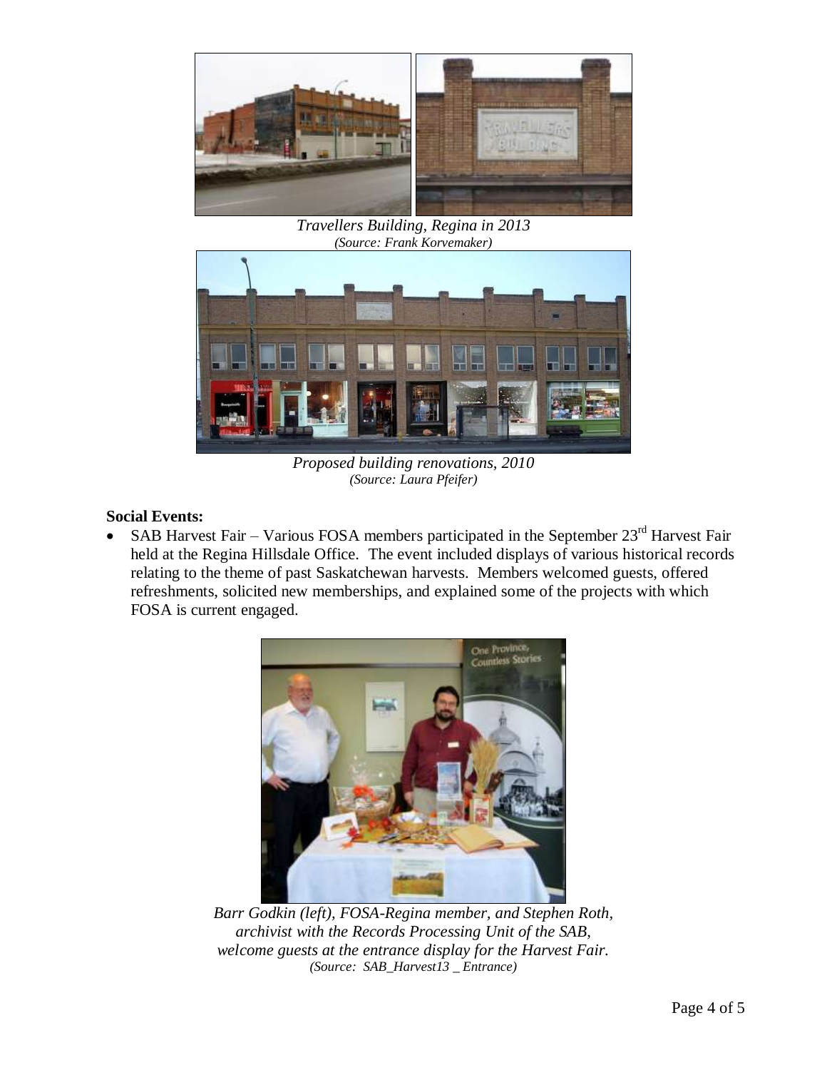*Travellers Building, Regina in 2013*
*(Source: Frank Korvemaker)*

*Proposed building renovations, 2010*
*(Source: Laura Pfeifer)*

**Social Events:**

- SAB Harvest Fair – Various FOSA members participated in the September 23rd Harvest Fair held at the Regina Hillsdale Office. The event included displays of various historical records relating to the theme of past Saskatchewan harvests. Members welcomed guests, offered refreshments, solicited new memberships, and explained some of the projects with which FOSA is current engaged.

*Barr Godkin (left), FOSA-Regina member, and Stephen Roth, archivist with the Records Processing Unit of the SAB, welcome guests at the entrance display for the Harvest Fair.*
*(Source: SAB_Harvest13 _ Entrance)*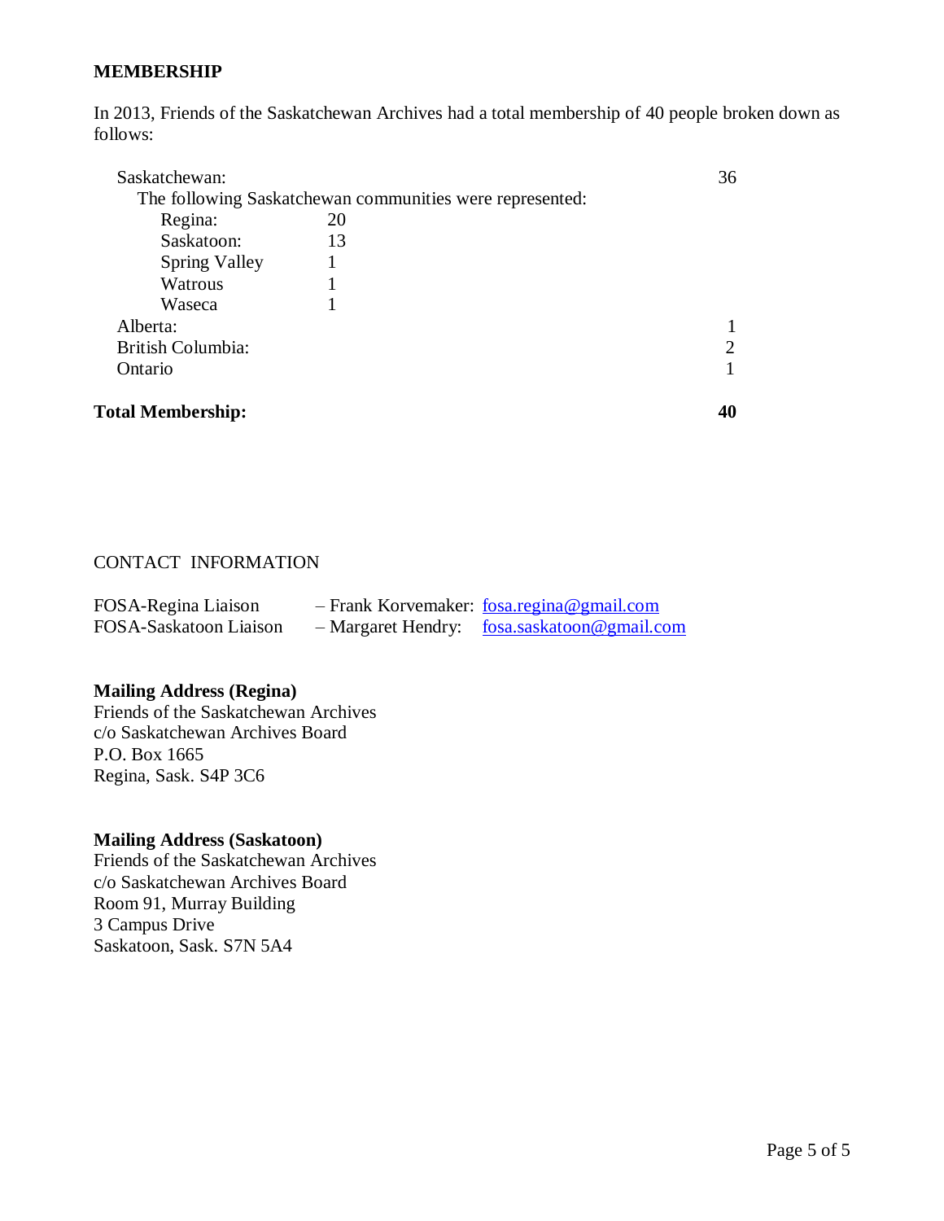## MEMBERSHIP

In 2013, Friends of the Saskatchewan Archives had a total membership of 40 people broken down as follows:

| | | |
|---|---|---|
| Saskatchewan: | | 36 |
| The following Saskatchewan communities were represented: | | |
| Regina: | 20 | |
| Saskatoon: | 13 | |
| Spring Valley | 1 | |
| Watrous | 1 | |
| Waseca | 1 | |
| Alberta: | | 1 |
| British Columbia: | | 2 |
| Ontario | | 1 |
| **Total Membership:** | | **40** |

## CONTACT INFORMATION

FOSA-Regina Liaison – Frank Korvemaker: fosa.regina@gmail.com
FOSA-Saskatoon Liaison – Margaret Hendry: fosa.saskatoon@gmail.com

**Mailing Address (Regina)**
Friends of the Saskatchewan Archives
c/o Saskatchewan Archives Board
P.O. Box 1665
Regina, Sask. S4P 3C6

**Mailing Address (Saskatoon)**
Friends of the Saskatchewan Archives
c/o Saskatchewan Archives Board
Room 91, Murray Building
3 Campus Drive
Saskatoon, Sask. S7N 5A4